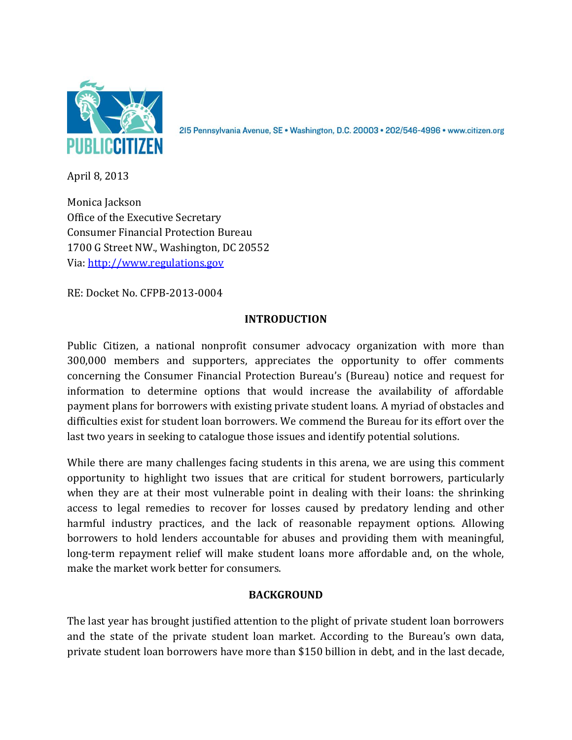PUBLIC CITIZEN

215 Pennsylvania Avenue, SE • Washington, D.C. 20003 • 202/546-4996 • www.citizen.org

April 8, 2013

Monica Jackson
Office of the Executive Secretary
Consumer Financial Protection Bureau
1700 G Street NW., Washington, DC 20552
Via: http://www.regulations.gov

RE: Docket No. CFPB-2013-0004

## INTRODUCTION

Public Citizen, a national nonprofit consumer advocacy organization with more than 300,000 members and supporters, appreciates the opportunity to offer comments concerning the Consumer Financial Protection Bureau's (Bureau) notice and request for information to determine options that would increase the availability of affordable payment plans for borrowers with existing private student loans. A myriad of obstacles and difficulties exist for student loan borrowers. We commend the Bureau for its effort over the last two years in seeking to catalogue those issues and identify potential solutions.

While there are many challenges facing students in this arena, we are using this comment opportunity to highlight two issues that are critical for student borrowers, particularly when they are at their most vulnerable point in dealing with their loans: the shrinking access to legal remedies to recover for losses caused by predatory lending and other harmful industry practices, and the lack of reasonable repayment options. Allowing borrowers to hold lenders accountable for abuses and providing them with meaningful, long-term repayment relief will make student loans more affordable and, on the whole, make the market work better for consumers.

## BACKGROUND

The last year has brought justified attention to the plight of private student loan borrowers and the state of the private student loan market. According to the Bureau's own data, private student loan borrowers have more than $150 billion in debt, and in the last decade,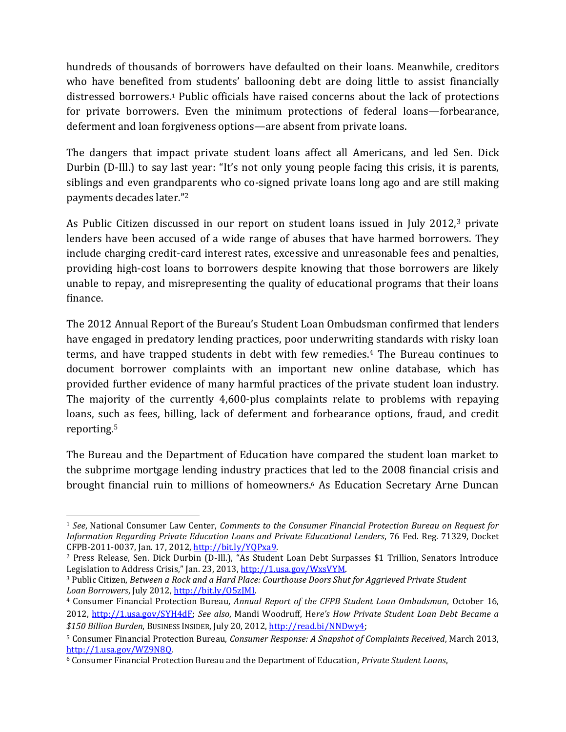hundreds of thousands of borrowers have defaulted on their loans. Meanwhile, creditors who have benefited from students' ballooning debt are doing little to assist financially distressed borrowers.[1] Public officials have raised concerns about the lack of protections for private borrowers. Even the minimum protections of federal loans—forbearance, deferment and loan forgiveness options—are absent from private loans.

The dangers that impact private student loans affect all Americans, and led Sen. Dick Durbin (D-Ill.) to say last year: "It's not only young people facing this crisis, it is parents, siblings and even grandparents who co-signed private loans long ago and are still making payments decades later."[2]

As Public Citizen discussed in our report on student loans issued in July 2012,[3] private lenders have been accused of a wide range of abuses that have harmed borrowers. They include charging credit-card interest rates, excessive and unreasonable fees and penalties, providing high-cost loans to borrowers despite knowing that those borrowers are likely unable to repay, and misrepresenting the quality of educational programs that their loans finance.

The 2012 Annual Report of the Bureau's Student Loan Ombudsman confirmed that lenders have engaged in predatory lending practices, poor underwriting standards with risky loan terms, and have trapped students in debt with few remedies.[4] The Bureau continues to document borrower complaints with an important new online database, which has provided further evidence of many harmful practices of the private student loan industry. The majority of the currently 4,600-plus complaints relate to problems with repaying loans, such as fees, billing, lack of deferment and forbearance options, fraud, and credit reporting.[5]

The Bureau and the Department of Education have compared the student loan market to the subprime mortgage lending industry practices that led to the 2008 financial crisis and brought financial ruin to millions of homeowners.[6] As Education Secretary Arne Duncan

---

[1] *See*, National Consumer Law Center, *Comments to the Consumer Financial Protection Bureau on Request for Information Regarding Private Education Loans and Private Educational Lenders*, 76 Fed. Reg. 71329, Docket CFPB-2011-0037, Jan. 17, 2012, http://bit.ly/YQPxa9.

[2] Press Release, Sen. Dick Durbin (D-Ill.), "As Student Loan Debt Surpasses $1 Trillion, Senators Introduce Legislation to Address Crisis," Jan. 23, 2013, http://1.usa.gov/WxsVYM.

[3] Public Citizen, *Between a Rock and a Hard Place: Courthouse Doors Shut for Aggrieved Private Student Loan Borrowers*, July 2012, http://bit.ly/O5zJMI.

[4] Consumer Financial Protection Bureau, *Annual Report of the CFPB Student Loan Ombudsman*, October 16, 2012, http://1.usa.gov/SYH4dF; *See also*, Mandi Woodruff, *Here's How Private Student Loan Debt Became a $150 Billion Burden*, BUSINESS INSIDER, July 20, 2012, http://read.bi/NNDwy4;

[5] Consumer Financial Protection Bureau, *Consumer Response: A Snapshot of Complaints Received*, March 2013, http://1.usa.gov/WZ9N8Q.

[6] Consumer Financial Protection Bureau and the Department of Education, *Private Student Loans*,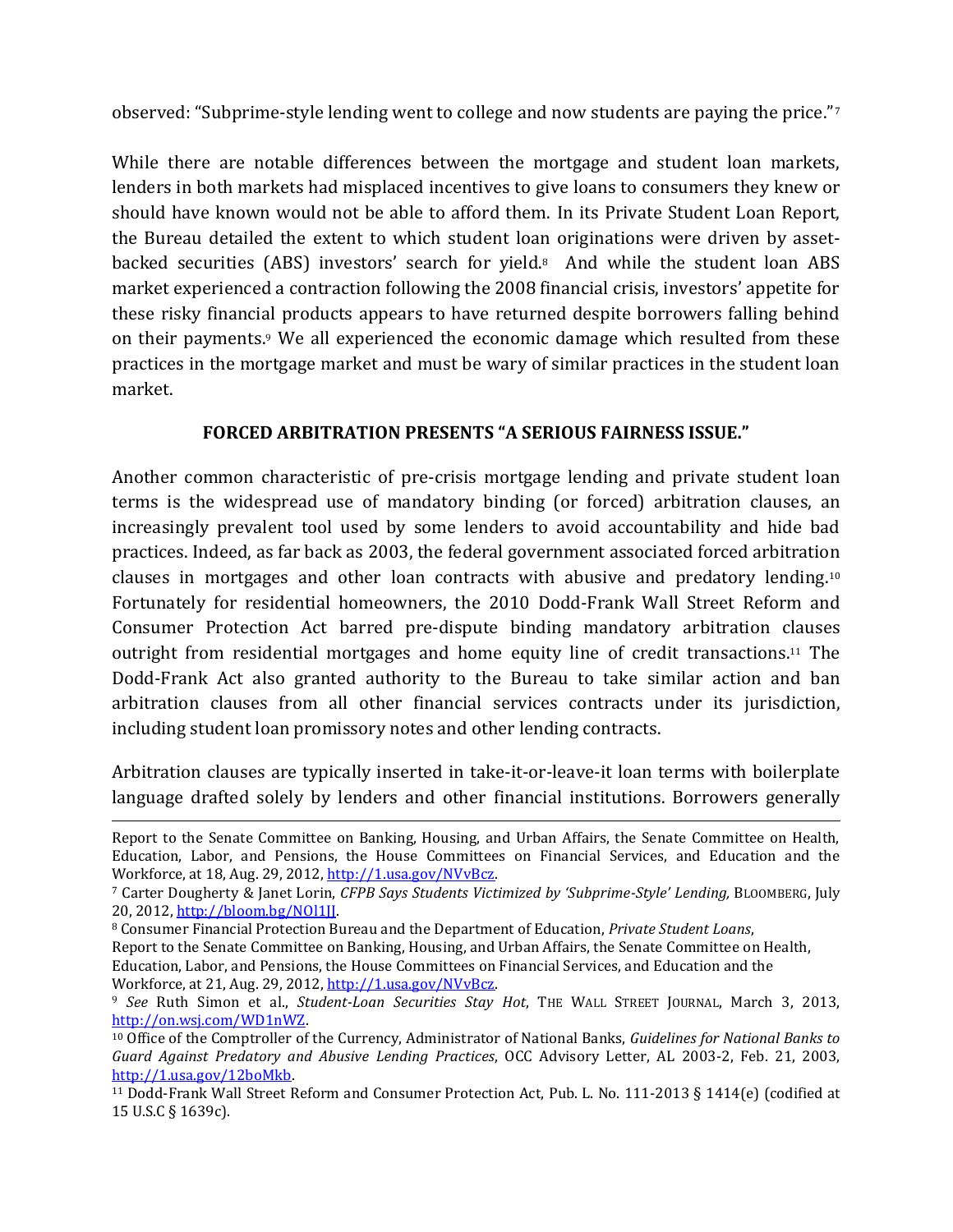observed: "Subprime-style lending went to college and now students are paying the price."[7]

While there are notable differences between the mortgage and student loan markets, lenders in both markets had misplaced incentives to give loans to consumers they knew or should have known would not be able to afford them. In its Private Student Loan Report, the Bureau detailed the extent to which student loan originations were driven by asset-backed securities (ABS) investors' search for yield.[8] And while the student loan ABS market experienced a contraction following the 2008 financial crisis, investors' appetite for these risky financial products appears to have returned despite borrowers falling behind on their payments.[9] We all experienced the economic damage which resulted from these practices in the mortgage market and must be wary of similar practices in the student loan market.

**FORCED ARBITRATION PRESENTS "A SERIOUS FAIRNESS ISSUE."**

Another common characteristic of pre-crisis mortgage lending and private student loan terms is the widespread use of mandatory binding (or forced) arbitration clauses, an increasingly prevalent tool used by some lenders to avoid accountability and hide bad practices. Indeed, as far back as 2003, the federal government associated forced arbitration clauses in mortgages and other loan contracts with abusive and predatory lending.[10] Fortunately for residential homeowners, the 2010 Dodd-Frank Wall Street Reform and Consumer Protection Act barred pre-dispute binding mandatory arbitration clauses outright from residential mortgages and home equity line of credit transactions.[11] The Dodd-Frank Act also granted authority to the Bureau to take similar action and ban arbitration clauses from all other financial services contracts under its jurisdiction, including student loan promissory notes and other lending contracts.

Arbitration clauses are typically inserted in take-it-or-leave-it loan terms with boilerplate language drafted solely by lenders and other financial institutions. Borrowers generally

---

Report to the Senate Committee on Banking, Housing, and Urban Affairs, the Senate Committee on Health, Education, Labor, and Pensions, the House Committees on Financial Services, and Education and the Workforce, at 18, Aug. 29, 2012, http://1.usa.gov/NVvBcz.

[7] Carter Dougherty & Janet Lorin, *CFPB Says Students Victimized by 'Subprime-Style' Lending,* BLOOMBERG, July 20, 2012, http://bloom.bg/NOl1JJ.

[8] Consumer Financial Protection Bureau and the Department of Education, *Private Student Loans*, Report to the Senate Committee on Banking, Housing, and Urban Affairs, the Senate Committee on Health, Education, Labor, and Pensions, the House Committees on Financial Services, and Education and the Workforce, at 21, Aug. 29, 2012, http://1.usa.gov/NVvBcz.

[9] *See* Ruth Simon et al., *Student-Loan Securities Stay Hot*, THE WALL STREET JOURNAL, March 3, 2013, http://on.wsj.com/WD1nWZ.

[10] Office of the Comptroller of the Currency, Administrator of National Banks, *Guidelines for National Banks to Guard Against Predatory and Abusive Lending Practices*, OCC Advisory Letter, AL 2003-2, Feb. 21, 2003, http://1.usa.gov/12boMkb.

[11] Dodd-Frank Wall Street Reform and Consumer Protection Act, Pub. L. No. 111-2013 § 1414(e) (codified at 15 U.S.C § 1639c).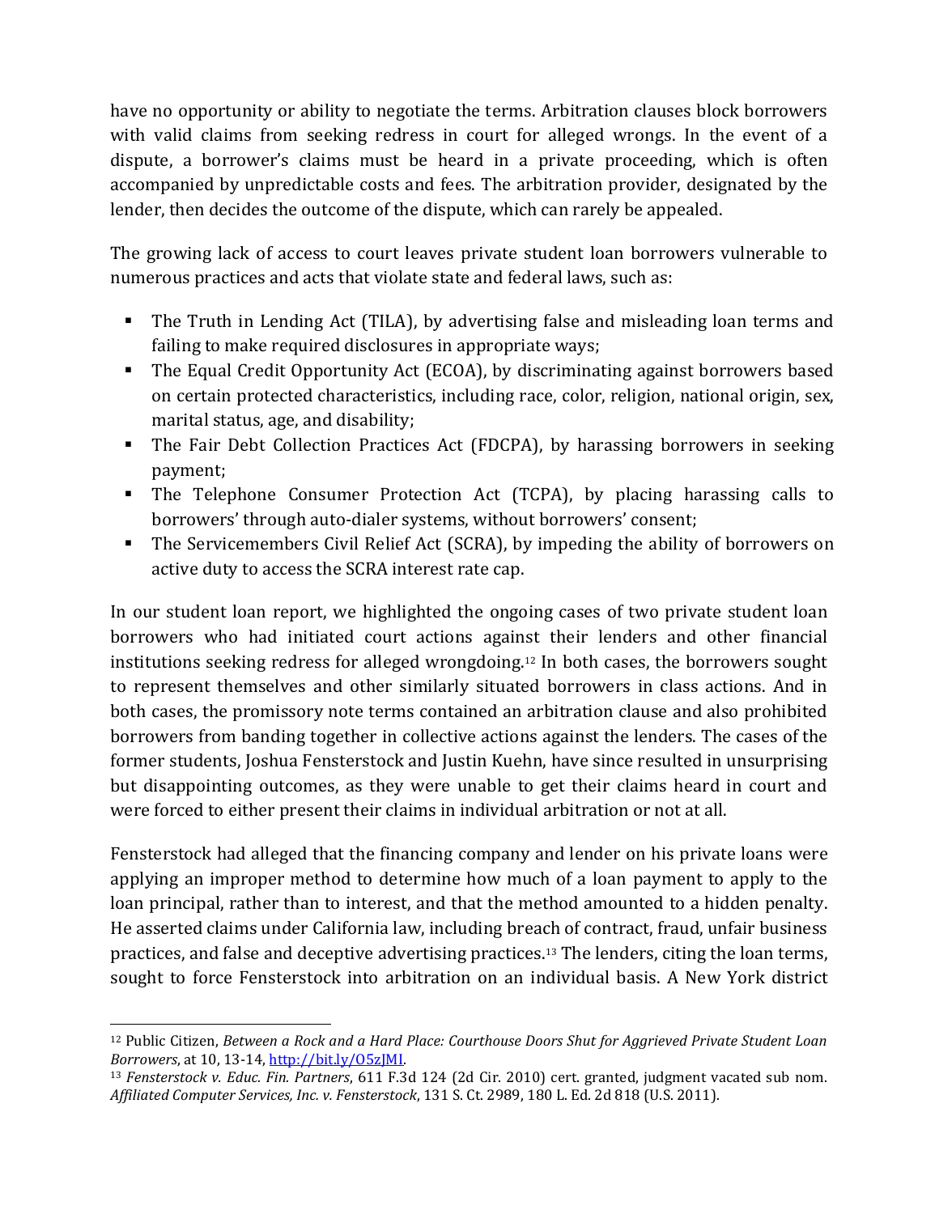have no opportunity or ability to negotiate the terms. Arbitration clauses block borrowers with valid claims from seeking redress in court for alleged wrongs. In the event of a dispute, a borrower's claims must be heard in a private proceeding, which is often accompanied by unpredictable costs and fees. The arbitration provider, designated by the lender, then decides the outcome of the dispute, which can rarely be appealed.

The growing lack of access to court leaves private student loan borrowers vulnerable to numerous practices and acts that violate state and federal laws, such as:

- The Truth in Lending Act (TILA), by advertising false and misleading loan terms and failing to make required disclosures in appropriate ways;
- The Equal Credit Opportunity Act (ECOA), by discriminating against borrowers based on certain protected characteristics, including race, color, religion, national origin, sex, marital status, age, and disability;
- The Fair Debt Collection Practices Act (FDCPA), by harassing borrowers in seeking payment;
- The Telephone Consumer Protection Act (TCPA), by placing harassing calls to borrowers' through auto-dialer systems, without borrowers' consent;
- The Servicemembers Civil Relief Act (SCRA), by impeding the ability of borrowers on active duty to access the SCRA interest rate cap.

In our student loan report, we highlighted the ongoing cases of two private student loan borrowers who had initiated court actions against their lenders and other financial institutions seeking redress for alleged wrongdoing.[12] In both cases, the borrowers sought to represent themselves and other similarly situated borrowers in class actions. And in both cases, the promissory note terms contained an arbitration clause and also prohibited borrowers from banding together in collective actions against the lenders. The cases of the former students, Joshua Fensterstock and Justin Kuehn, have since resulted in unsurprising but disappointing outcomes, as they were unable to get their claims heard in court and were forced to either present their claims in individual arbitration or not at all.

Fensterstock had alleged that the financing company and lender on his private loans were applying an improper method to determine how much of a loan payment to apply to the loan principal, rather than to interest, and that the method amounted to a hidden penalty. He asserted claims under California law, including breach of contract, fraud, unfair business practices, and false and deceptive advertising practices.[13] The lenders, citing the loan terms, sought to force Fensterstock into arbitration on an individual basis. A New York district

---

[12] Public Citizen, *Between a Rock and a Hard Place: Courthouse Doors Shut for Aggrieved Private Student Loan Borrowers*, at 10, 13-14, http://bit.ly/O5zJMI.

[13] *Fensterstock v. Educ. Fin. Partners*, 611 F.3d 124 (2d Cir. 2010) cert. granted, judgment vacated sub nom. *Affiliated Computer Services, Inc. v. Fensterstock*, 131 S. Ct. 2989, 180 L. Ed. 2d 818 (U.S. 2011).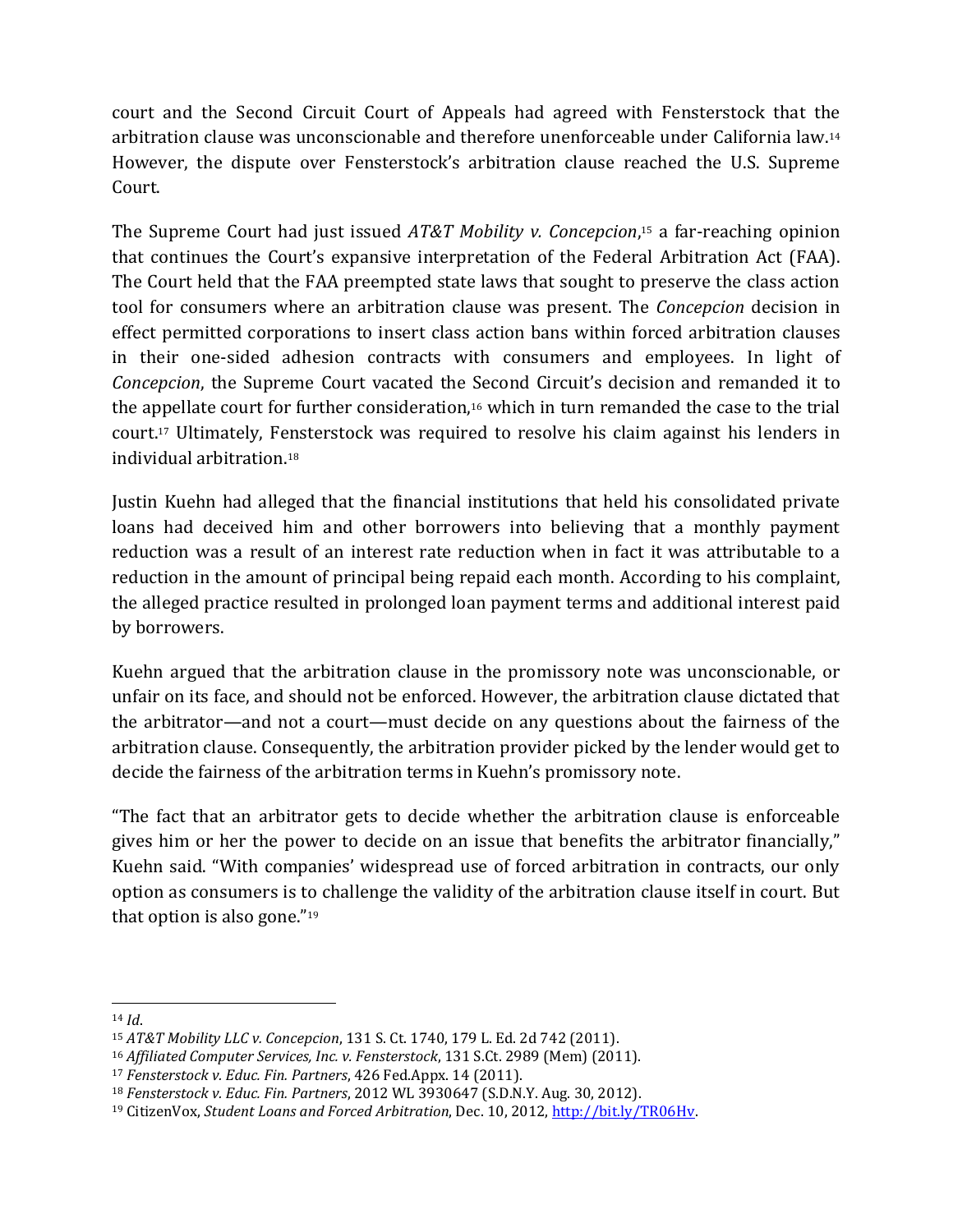court and the Second Circuit Court of Appeals had agreed with Fensterstock that the arbitration clause was unconscionable and therefore unenforceable under California law.[14] However, the dispute over Fensterstock's arbitration clause reached the U.S. Supreme Court.

The Supreme Court had just issued *AT&T Mobility v. Concepcion*,[15] a far-reaching opinion that continues the Court's expansive interpretation of the Federal Arbitration Act (FAA). The Court held that the FAA preempted state laws that sought to preserve the class action tool for consumers where an arbitration clause was present. The *Concepcion* decision in effect permitted corporations to insert class action bans within forced arbitration clauses in their one-sided adhesion contracts with consumers and employees. In light of *Concepcion*, the Supreme Court vacated the Second Circuit's decision and remanded it to the appellate court for further consideration,[16] which in turn remanded the case to the trial court.[17] Ultimately, Fensterstock was required to resolve his claim against his lenders in individual arbitration.[18]

Justin Kuehn had alleged that the financial institutions that held his consolidated private loans had deceived him and other borrowers into believing that a monthly payment reduction was a result of an interest rate reduction when in fact it was attributable to a reduction in the amount of principal being repaid each month. According to his complaint, the alleged practice resulted in prolonged loan payment terms and additional interest paid by borrowers.

Kuehn argued that the arbitration clause in the promissory note was unconscionable, or unfair on its face, and should not be enforced. However, the arbitration clause dictated that the arbitrator—and not a court—must decide on any questions about the fairness of the arbitration clause. Consequently, the arbitration provider picked by the lender would get to decide the fairness of the arbitration terms in Kuehn's promissory note.

"The fact that an arbitrator gets to decide whether the arbitration clause is enforceable gives him or her the power to decide on an issue that benefits the arbitrator financially," Kuehn said. "With companies' widespread use of forced arbitration in contracts, our only option as consumers is to challenge the validity of the arbitration clause itself in court. But that option is also gone."[19]

---

[14] *Id*.

[15] *AT&T Mobility LLC v. Concepcion*, 131 S. Ct. 1740, 179 L. Ed. 2d 742 (2011).

[16] *Affiliated Computer Services, Inc. v. Fensterstock*, 131 S.Ct. 2989 (Mem) (2011).

[17] *Fensterstock v. Educ. Fin. Partners*, 426 Fed.Appx. 14 (2011).

[18] *Fensterstock v. Educ. Fin. Partners*, 2012 WL 3930647 (S.D.N.Y. Aug. 30, 2012).

[19] CitizenVox, *Student Loans and Forced Arbitration*, Dec. 10, 2012, http://bit.ly/TR06Hv.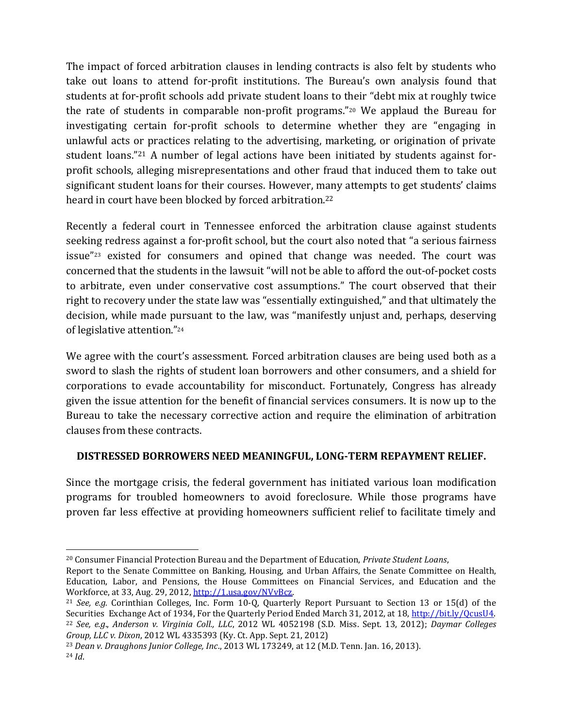The impact of forced arbitration clauses in lending contracts is also felt by students who take out loans to attend for-profit institutions. The Bureau's own analysis found that students at for-profit schools add private student loans to their "debt mix at roughly twice the rate of students in comparable non-profit programs."[20] We applaud the Bureau for investigating certain for-profit schools to determine whether they are "engaging in unlawful acts or practices relating to the advertising, marketing, or origination of private student loans."[21] A number of legal actions have been initiated by students against for-profit schools, alleging misrepresentations and other fraud that induced them to take out significant student loans for their courses. However, many attempts to get students' claims heard in court have been blocked by forced arbitration.[22]

Recently a federal court in Tennessee enforced the arbitration clause against students seeking redress against a for-profit school, but the court also noted that "a serious fairness issue"[23] existed for consumers and opined that change was needed. The court was concerned that the students in the lawsuit "will not be able to afford the out-of-pocket costs to arbitrate, even under conservative cost assumptions." The court observed that their right to recovery under the state law was "essentially extinguished," and that ultimately the decision, while made pursuant to the law, was "manifestly unjust and, perhaps, deserving of legislative attention."[24]

We agree with the court's assessment. Forced arbitration clauses are being used both as a sword to slash the rights of student loan borrowers and other consumers, and a shield for corporations to evade accountability for misconduct. Fortunately, Congress has already given the issue attention for the benefit of financial services consumers. It is now up to the Bureau to take the necessary corrective action and require the elimination of arbitration clauses from these contracts.

## DISTRESSED BORROWERS NEED MEANINGFUL, LONG-TERM REPAYMENT RELIEF.

Since the mortgage crisis, the federal government has initiated various loan modification programs for troubled homeowners to avoid foreclosure. While those programs have proven far less effective at providing homeowners sufficient relief to facilitate timely and

---

[20] Consumer Financial Protection Bureau and the Department of Education, *Private Student Loans*, Report to the Senate Committee on Banking, Housing, and Urban Affairs, the Senate Committee on Health, Education, Labor, and Pensions, the House Committees on Financial Services, and Education and the Workforce, at 33, Aug. 29, 2012, http://1.usa.gov/NVvBcz.

[21] *See, e.g.* Corinthian Colleges, Inc. Form 10-Q, Quarterly Report Pursuant to Section 13 or 15(d) of the Securities Exchange Act of 1934, For the Quarterly Period Ended March 31, 2012, at 18, http://bit.ly/QcusU4.

[22] *See, e.g*., *Anderson v. Virginia Coll., LLC*, 2012 WL 4052198 (S.D. Miss. Sept. 13, 2012); *Daymar Colleges Group, LLC v. Dixon*, 2012 WL 4335393 (Ky. Ct. App. Sept. 21, 2012)

[23] *Dean v. Draughons Junior College, Inc*., 2013 WL 173249, at 12 (M.D. Tenn. Jan. 16, 2013).

[24] *Id*.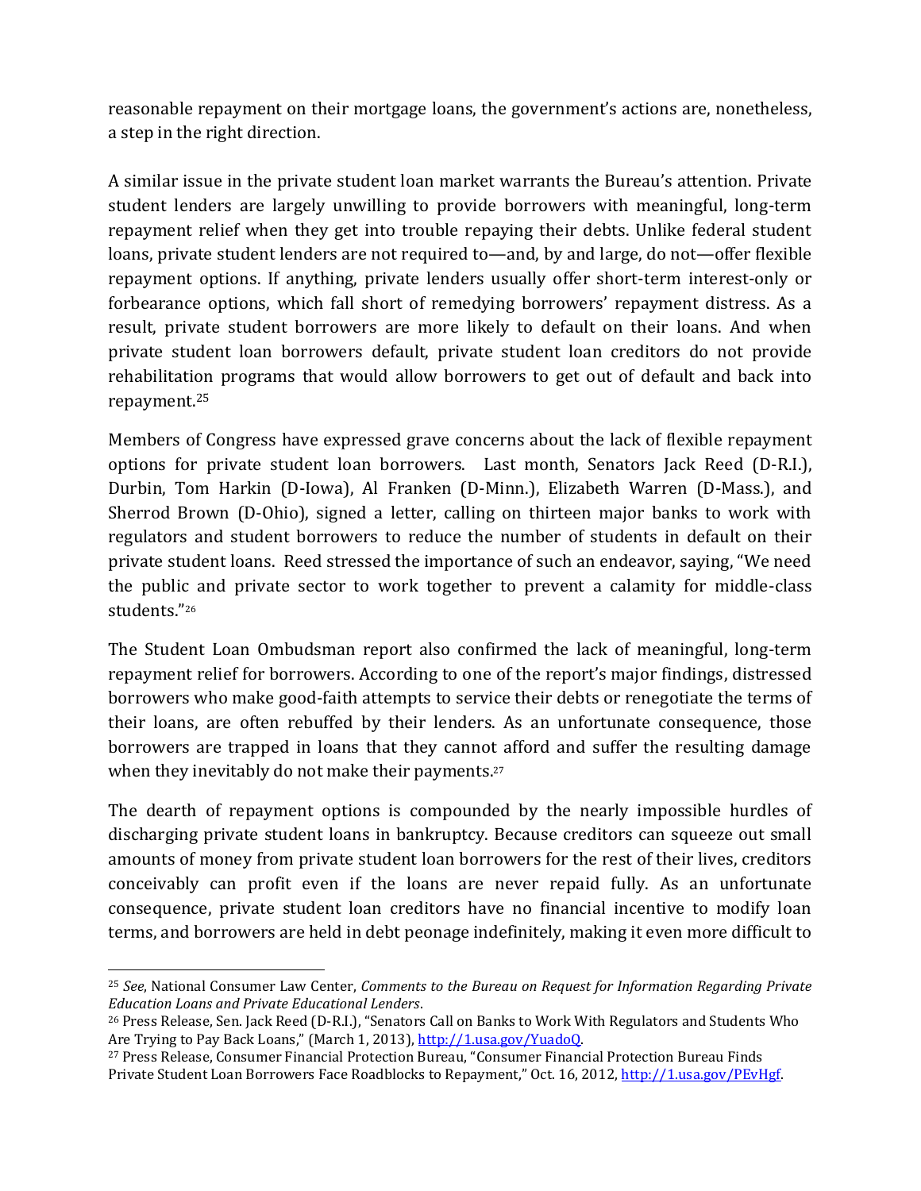reasonable repayment on their mortgage loans, the government's actions are, nonetheless, a step in the right direction.

A similar issue in the private student loan market warrants the Bureau's attention. Private student lenders are largely unwilling to provide borrowers with meaningful, long-term repayment relief when they get into trouble repaying their debts. Unlike federal student loans, private student lenders are not required to—and, by and large, do not—offer flexible repayment options. If anything, private lenders usually offer short-term interest-only or forbearance options, which fall short of remedying borrowers' repayment distress. As a result, private student borrowers are more likely to default on their loans. And when private student loan borrowers default, private student loan creditors do not provide rehabilitation programs that would allow borrowers to get out of default and back into repayment.[25]

Members of Congress have expressed grave concerns about the lack of flexible repayment options for private student loan borrowers. Last month, Senators Jack Reed (D-R.I.), Durbin, Tom Harkin (D-Iowa), Al Franken (D-Minn.), Elizabeth Warren (D-Mass.), and Sherrod Brown (D-Ohio), signed a letter, calling on thirteen major banks to work with regulators and student borrowers to reduce the number of students in default on their private student loans. Reed stressed the importance of such an endeavor, saying, "We need the public and private sector to work together to prevent a calamity for middle-class students."[26]

The Student Loan Ombudsman report also confirmed the lack of meaningful, long-term repayment relief for borrowers. According to one of the report's major findings, distressed borrowers who make good-faith attempts to service their debts or renegotiate the terms of their loans, are often rebuffed by their lenders. As an unfortunate consequence, those borrowers are trapped in loans that they cannot afford and suffer the resulting damage when they inevitably do not make their payments.[27]

The dearth of repayment options is compounded by the nearly impossible hurdles of discharging private student loans in bankruptcy. Because creditors can squeeze out small amounts of money from private student loan borrowers for the rest of their lives, creditors conceivably can profit even if the loans are never repaid fully. As an unfortunate consequence, private student loan creditors have no financial incentive to modify loan terms, and borrowers are held in debt peonage indefinitely, making it even more difficult to

---

[25] *See*, National Consumer Law Center, *Comments to the Bureau on Request for Information Regarding Private Education Loans and Private Educational Lenders*.

[26] Press Release, Sen. Jack Reed (D-R.I.), "Senators Call on Banks to Work With Regulators and Students Who Are Trying to Pay Back Loans," (March 1, 2013), http://1.usa.gov/YuadoQ.

[27] Press Release, Consumer Financial Protection Bureau, "Consumer Financial Protection Bureau Finds Private Student Loan Borrowers Face Roadblocks to Repayment," Oct. 16, 2012, http://1.usa.gov/PEvHgf.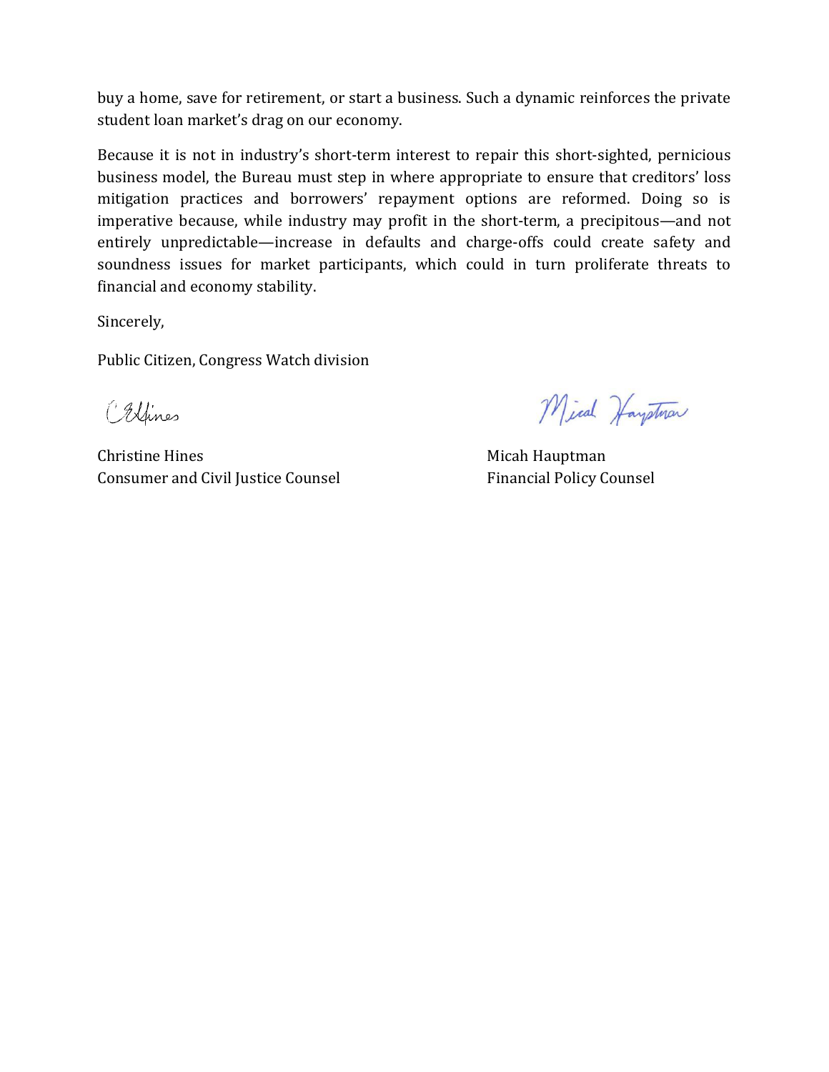buy a home, save for retirement, or start a business. Such a dynamic reinforces the private student loan market's drag on our economy.

Because it is not in industry's short-term interest to repair this short-sighted, pernicious business model, the Bureau must step in where appropriate to ensure that creditors' loss mitigation practices and borrowers' repayment options are reformed. Doing so is imperative because, while industry may profit in the short-term, a precipitous—and not entirely unpredictable—increase in defaults and charge-offs could create safety and soundness issues for market participants, which could in turn proliferate threats to financial and economy stability.

Sincerely,

Public Citizen, Congress Watch division

Christine Hines
Consumer and Civil Justice Counsel

Micah Hauptman
Financial Policy Counsel